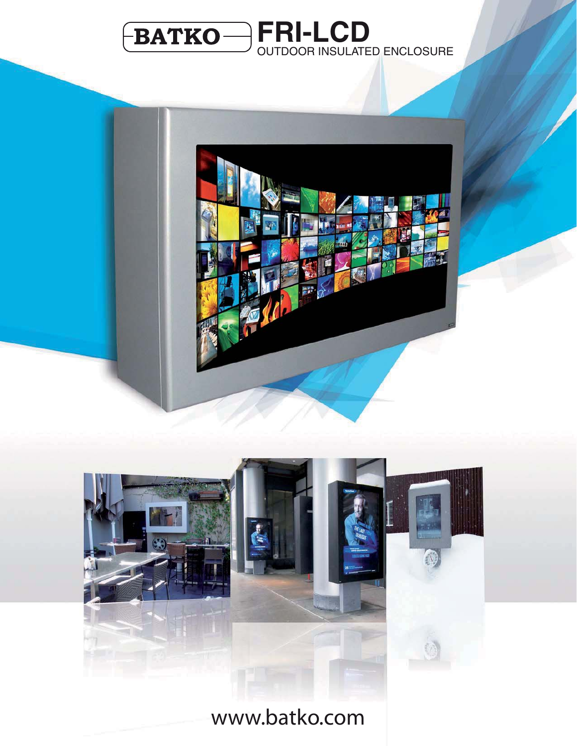BATKO

# FRI-LCD

OUTDOOR INSULATED ENCLOSURE

www.batko.com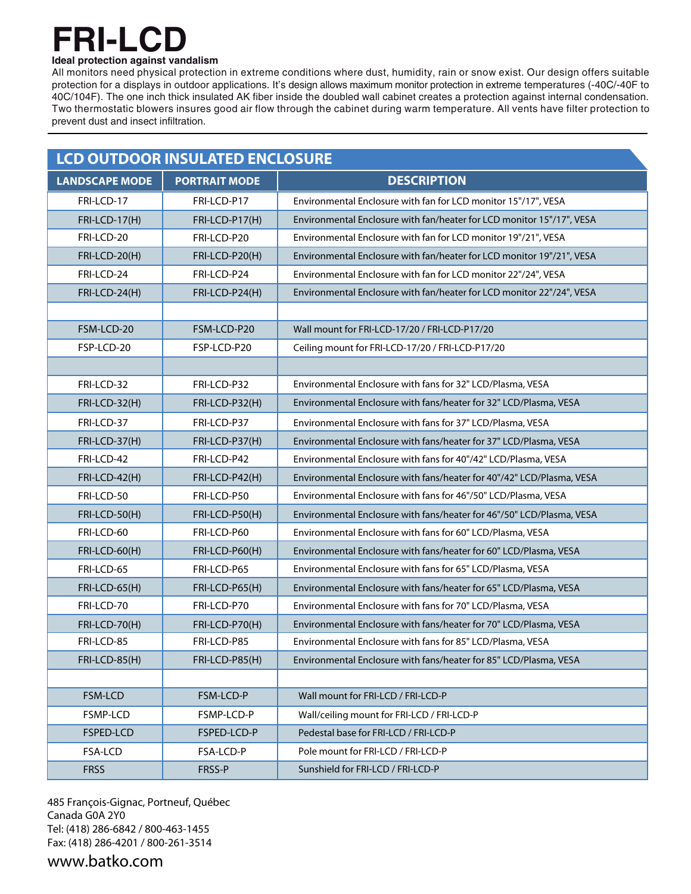# FRI-LCD

**Ideal protection against vandalism**

All monitors need physical protection in extreme conditions where dust, humidity, rain or snow exist. Our design offers suitable protection for a displays in outdoor applications. It's design allows maximum monitor protection in extreme temperatures (-40C/-40F to 40C/104F). The one inch thick insulated AK fiber inside the doubled wall cabinet creates a protection against internal condensation. Two thermostatic blowers insures good air flow through the cabinet during warm temperature. All vents have filter protection to prevent dust and insect infiltration.

## LCD OUTDOOR INSULATED ENCLOSURE

| LANDSCAPE MODE | PORTRAIT MODE | DESCRIPTION |
|---|---|---|
| FRI-LCD-17 | FRI-LCD-P17 | Environmental Enclosure with fan for LCD monitor 15"/17", VESA |
| FRI-LCD-17(H) | FRI-LCD-P17(H) | Environmental Enclosure with fan/heater for LCD monitor 15"/17", VESA |
| FRI-LCD-20 | FRI-LCD-P20 | Environmental Enclosure with fan for LCD monitor 19"/21", VESA |
| FRI-LCD-20(H) | FRI-LCD-P20(H) | Environmental Enclosure with fan/heater for LCD monitor 19"/21", VESA |
| FRI-LCD-24 | FRI-LCD-P24 | Environmental Enclosure with fan for LCD monitor 22"/24", VESA |
| FRI-LCD-24(H) | FRI-LCD-P24(H) | Environmental Enclosure with fan/heater for LCD monitor 22"/24", VESA |
| | | |
| FSM-LCD-20 | FSM-LCD-P20 | Wall mount for FRI-LCD-17/20 / FRI-LCD-P17/20 |
| FSP-LCD-20 | FSP-LCD-P20 | Ceiling mount for FRI-LCD-17/20 / FRI-LCD-P17/20 |
| | | |
| FRI-LCD-32 | FRI-LCD-P32 | Environmental Enclosure with fans for 32" LCD/Plasma, VESA |
| FRI-LCD-32(H) | FRI-LCD-P32(H) | Environmental Enclosure with fans/heater for 32" LCD/Plasma, VESA |
| FRI-LCD-37 | FRI-LCD-P37 | Environmental Enclosure with fans for 37" LCD/Plasma, VESA |
| FRI-LCD-37(H) | FRI-LCD-P37(H) | Environmental Enclosure with fans/heater for 37" LCD/Plasma, VESA |
| FRI-LCD-42 | FRI-LCD-P42 | Environmental Enclosure with fans for 40"/42" LCD/Plasma, VESA |
| FRI-LCD-42(H) | FRI-LCD-P42(H) | Environmental Enclosure with fans/heater for 40"/42" LCD/Plasma, VESA |
| FRI-LCD-50 | FRI-LCD-P50 | Environmental Enclosure with fans for 46"/50" LCD/Plasma, VESA |
| FRI-LCD-50(H) | FRI-LCD-P50(H) | Environmental Enclosure with fans/heater for 46"/50" LCD/Plasma, VESA |
| FRI-LCD-60 | FRI-LCD-P60 | Environmental Enclosure with fans for 60" LCD/Plasma, VESA |
| FRI-LCD-60(H) | FRI-LCD-P60(H) | Environmental Enclosure with fans/heater for 60" LCD/Plasma, VESA |
| FRI-LCD-65 | FRI-LCD-P65 | Environmental Enclosure with fans for 65" LCD/Plasma, VESA |
| FRI-LCD-65(H) | FRI-LCD-P65(H) | Environmental Enclosure with fans/heater for 65" LCD/Plasma, VESA |
| FRI-LCD-70 | FRI-LCD-P70 | Environmental Enclosure with fans for 70" LCD/Plasma, VESA |
| FRI-LCD-70(H) | FRI-LCD-P70(H) | Environmental Enclosure with fans/heater for 70" LCD/Plasma, VESA |
| FRI-LCD-85 | FRI-LCD-P85 | Environmental Enclosure with fans for 85" LCD/Plasma, VESA |
| FRI-LCD-85(H) | FRI-LCD-P85(H) | Environmental Enclosure with fans/heater for 85" LCD/Plasma, VESA |
| | | |
| FSM-LCD | FSM-LCD-P | Wall mount for FRI-LCD / FRI-LCD-P |
| FSMP-LCD | FSMP-LCD-P | Wall/ceiling mount for FRI-LCD / FRI-LCD-P |
| FSPED-LCD | FSPED-LCD-P | Pedestal base for FRI-LCD / FRI-LCD-P |
| FSA-LCD | FSA-LCD-P | Pole mount for FRI-LCD / FRI-LCD-P |
| FRSS | FRSS-P | Sunshield for FRI-LCD / FRI-LCD-P |

485 François-Gignac, Portneuf, Québec
Canada G0A 2Y0
Tel: (418) 286-6842 / 800-463-1455
Fax: (418) 286-4201 / 800-261-3514

www.batko.com